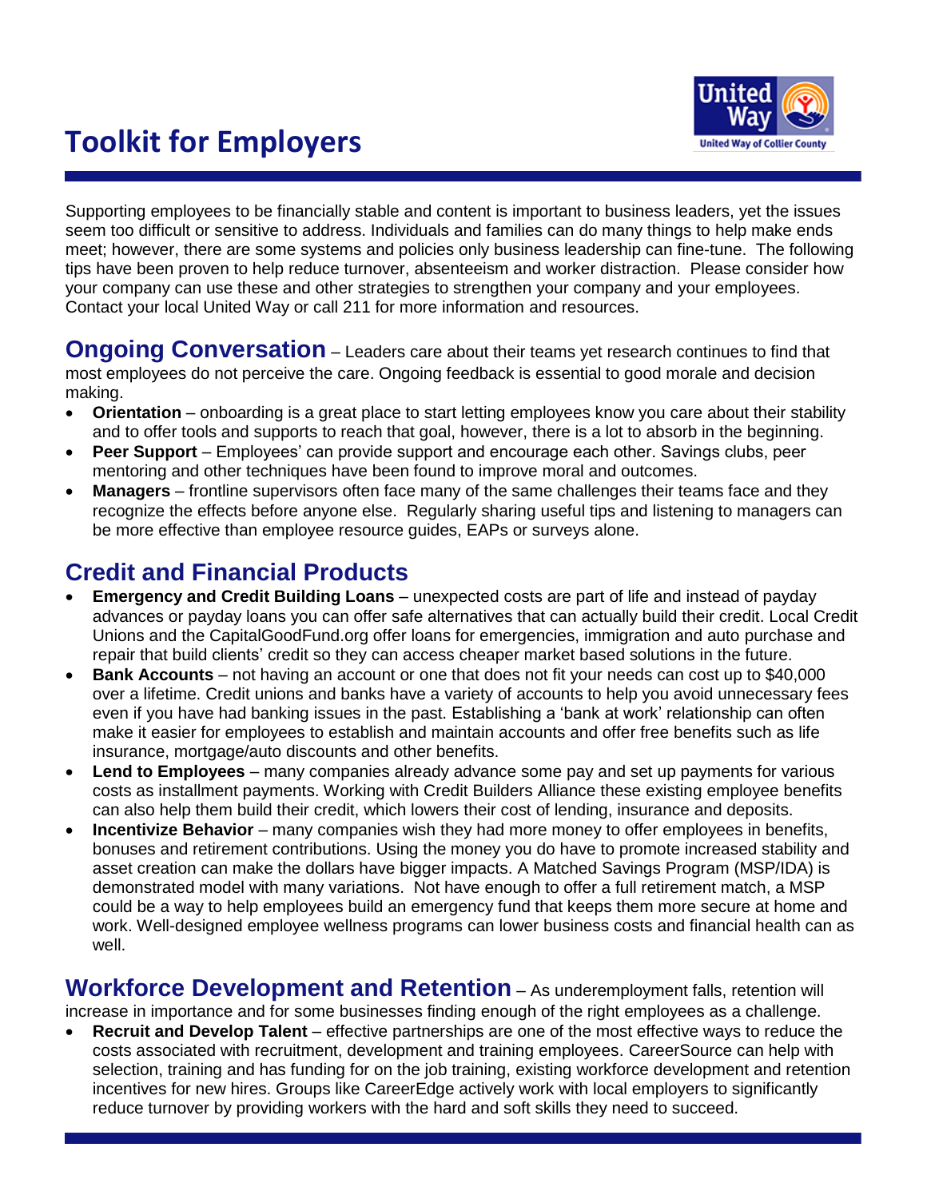# Toolkit for Employers

Supporting employees to be financially stable and content is important to business leaders, yet the issues seem too difficult or sensitive to address. Individuals and families can do many things to help make ends meet; however, there are some systems and policies only business leadership can fine-tune. The following tips have been proven to help reduce turnover, absenteeism and worker distraction. Please consider how your company can use these and other strategies to strengthen your company and your employees. Contact your local United Way or call 211 for more information and resources.

## Ongoing Conversation

– Leaders care about their teams yet research continues to find that most employees do not perceive the care. Ongoing feedback is essential to good morale and decision making.

- **Orientation** – onboarding is a great place to start letting employees know you care about their stability and to offer tools and supports to reach that goal, however, there is a lot to absorb in the beginning.
- **Peer Support** – Employees' can provide support and encourage each other. Savings clubs, peer mentoring and other techniques have been found to improve moral and outcomes.
- **Managers** – frontline supervisors often face many of the same challenges their teams face and they recognize the effects before anyone else. Regularly sharing useful tips and listening to managers can be more effective than employee resource guides, EAPs or surveys alone.

## Credit and Financial Products

- **Emergency and Credit Building Loans** – unexpected costs are part of life and instead of payday advances or payday loans you can offer safe alternatives that can actually build their credit. Local Credit Unions and the CapitalGoodFund.org offer loans for emergencies, immigration and auto purchase and repair that build clients' credit so they can access cheaper market based solutions in the future.
- **Bank Accounts** – not having an account or one that does not fit your needs can cost up to $40,000 over a lifetime. Credit unions and banks have a variety of accounts to help you avoid unnecessary fees even if you have had banking issues in the past. Establishing a 'bank at work' relationship can often make it easier for employees to establish and maintain accounts and offer free benefits such as life insurance, mortgage/auto discounts and other benefits.
- **Lend to Employees** – many companies already advance some pay and set up payments for various costs as installment payments. Working with Credit Builders Alliance these existing employee benefits can also help them build their credit, which lowers their cost of lending, insurance and deposits.
- **Incentivize Behavior** – many companies wish they had more money to offer employees in benefits, bonuses and retirement contributions. Using the money you do have to promote increased stability and asset creation can make the dollars have bigger impacts. A Matched Savings Program (MSP/IDA) is demonstrated model with many variations. Not have enough to offer a full retirement match, a MSP could be a way to help employees build an emergency fund that keeps them more secure at home and work. Well-designed employee wellness programs can lower business costs and financial health can as well.

## Workforce Development and Retention

– As underemployment falls, retention will increase in importance and for some businesses finding enough of the right employees as a challenge.

- **Recruit and Develop Talent** – effective partnerships are one of the most effective ways to reduce the costs associated with recruitment, development and training employees. CareerSource can help with selection, training and has funding for on the job training, existing workforce development and retention incentives for new hires. Groups like CareerEdge actively work with local employers to significantly reduce turnover by providing workers with the hard and soft skills they need to succeed.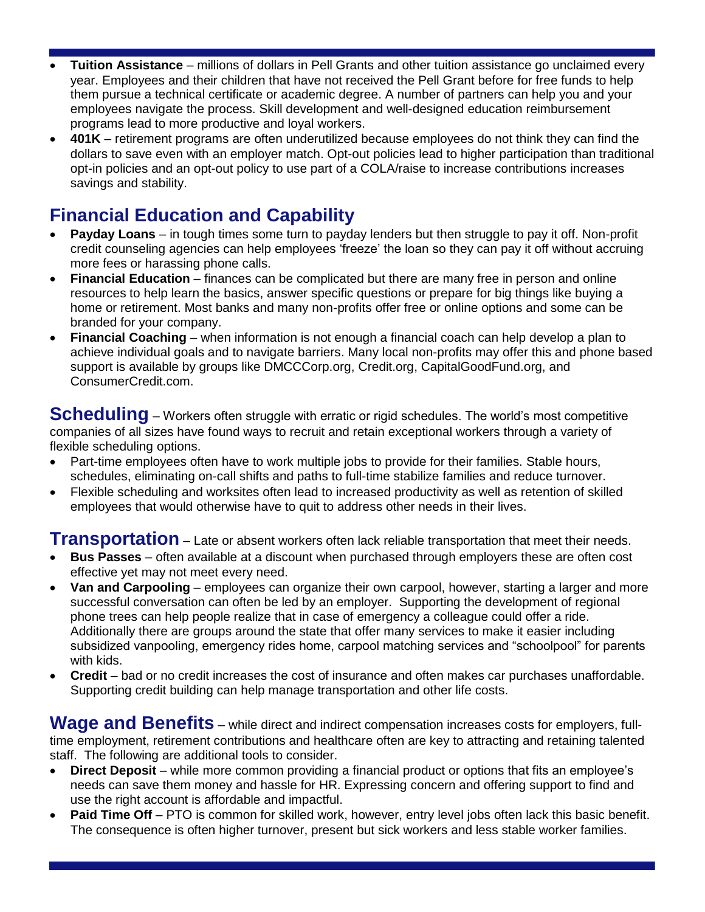- **Tuition Assistance** – millions of dollars in Pell Grants and other tuition assistance go unclaimed every year. Employees and their children that have not received the Pell Grant before for free funds to help them pursue a technical certificate or academic degree. A number of partners can help you and your employees navigate the process. Skill development and well-designed education reimbursement programs lead to more productive and loyal workers.
- **401K** – retirement programs are often underutilized because employees do not think they can find the dollars to save even with an employer match. Opt-out policies lead to higher participation than traditional opt-in policies and an opt-out policy to use part of a COLA/raise to increase contributions increases savings and stability.

## Financial Education and Capability

- **Payday Loans** – in tough times some turn to payday lenders but then struggle to pay it off. Non-profit credit counseling agencies can help employees 'freeze' the loan so they can pay it off without accruing more fees or harassing phone calls.
- **Financial Education** – finances can be complicated but there are many free in person and online resources to help learn the basics, answer specific questions or prepare for big things like buying a home or retirement. Most banks and many non-profits offer free or online options and some can be branded for your company.
- **Financial Coaching** – when information is not enough a financial coach can help develop a plan to achieve individual goals and to navigate barriers. Many local non-profits may offer this and phone based support is available by groups like DMCCCorp.org, Credit.org, CapitalGoodFund.org, and ConsumerCredit.com.

## Scheduling

– Workers often struggle with erratic or rigid schedules. The world's most competitive companies of all sizes have found ways to recruit and retain exceptional workers through a variety of flexible scheduling options.

- Part-time employees often have to work multiple jobs to provide for their families. Stable hours, schedules, eliminating on-call shifts and paths to full-time stabilize families and reduce turnover.
- Flexible scheduling and worksites often lead to increased productivity as well as retention of skilled employees that would otherwise have to quit to address other needs in their lives.

## Transportation

– Late or absent workers often lack reliable transportation that meet their needs.

- **Bus Passes** – often available at a discount when purchased through employers these are often cost effective yet may not meet every need.
- **Van and Carpooling** – employees can organize their own carpool, however, starting a larger and more successful conversation can often be led by an employer. Supporting the development of regional phone trees can help people realize that in case of emergency a colleague could offer a ride. Additionally there are groups around the state that offer many services to make it easier including subsidized vanpooling, emergency rides home, carpool matching services and "schoolpool" for parents with kids.
- **Credit** – bad or no credit increases the cost of insurance and often makes car purchases unaffordable. Supporting credit building can help manage transportation and other life costs.

## Wage and Benefits

– while direct and indirect compensation increases costs for employers, full-time employment, retirement contributions and healthcare often are key to attracting and retaining talented staff. The following are additional tools to consider.

- **Direct Deposit** – while more common providing a financial product or options that fits an employee's needs can save them money and hassle for HR. Expressing concern and offering support to find and use the right account is affordable and impactful.
- **Paid Time Off** – PTO is common for skilled work, however, entry level jobs often lack this basic benefit. The consequence is often higher turnover, present but sick workers and less stable worker families.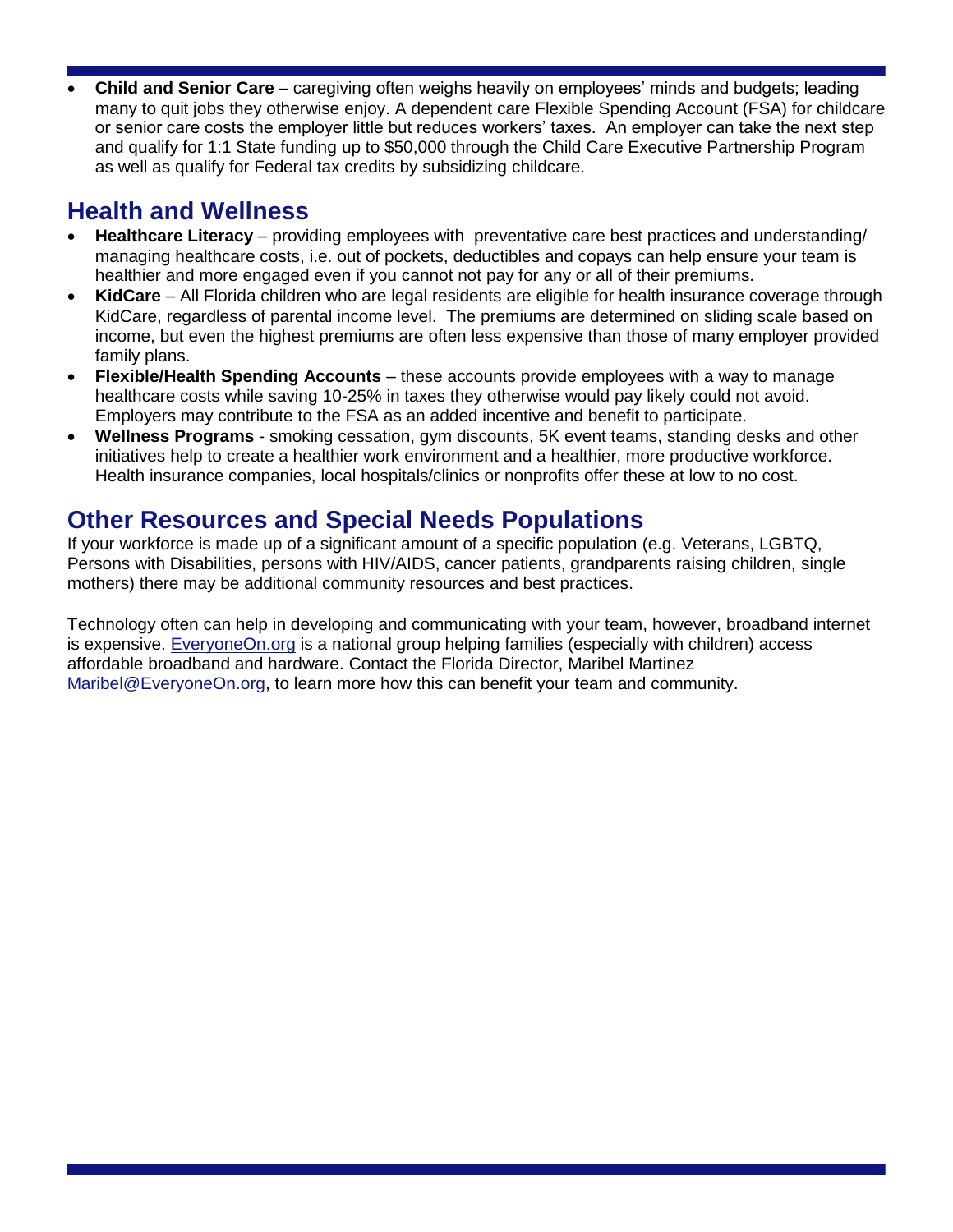- **Child and Senior Care** – caregiving often weighs heavily on employees' minds and budgets; leading many to quit jobs they otherwise enjoy. A dependent care Flexible Spending Account (FSA) for childcare or senior care costs the employer little but reduces workers' taxes. An employer can take the next step and qualify for 1:1 State funding up to $50,000 through the Child Care Executive Partnership Program as well as qualify for Federal tax credits by subsidizing childcare.

## Health and Wellness

- **Healthcare Literacy** – providing employees with preventative care best practices and understanding/ managing healthcare costs, i.e. out of pockets, deductibles and copays can help ensure your team is healthier and more engaged even if you cannot not pay for any or all of their premiums.
- **KidCare** – All Florida children who are legal residents are eligible for health insurance coverage through KidCare, regardless of parental income level. The premiums are determined on sliding scale based on income, but even the highest premiums are often less expensive than those of many employer provided family plans.
- **Flexible/Health Spending Accounts** – these accounts provide employees with a way to manage healthcare costs while saving 10-25% in taxes they otherwise would pay likely could not avoid. Employers may contribute to the FSA as an added incentive and benefit to participate.
- **Wellness Programs** - smoking cessation, gym discounts, 5K event teams, standing desks and other initiatives help to create a healthier work environment and a healthier, more productive workforce. Health insurance companies, local hospitals/clinics or nonprofits offer these at low to no cost.

## Other Resources and Special Needs Populations

If your workforce is made up of a significant amount of a specific population (e.g. Veterans, LGBTQ, Persons with Disabilities, persons with HIV/AIDS, cancer patients, grandparents raising children, single mothers) there may be additional community resources and best practices.

Technology often can help in developing and communicating with your team, however, broadband internet is expensive. [EveryoneOn.org](EveryoneOn.org) is a national group helping families (especially with children) access affordable broadband and hardware. Contact the Florida Director, Maribel Martinez [Maribel@EveryoneOn.org](mailto:Maribel@EveryoneOn.org), to learn more how this can benefit your team and community.